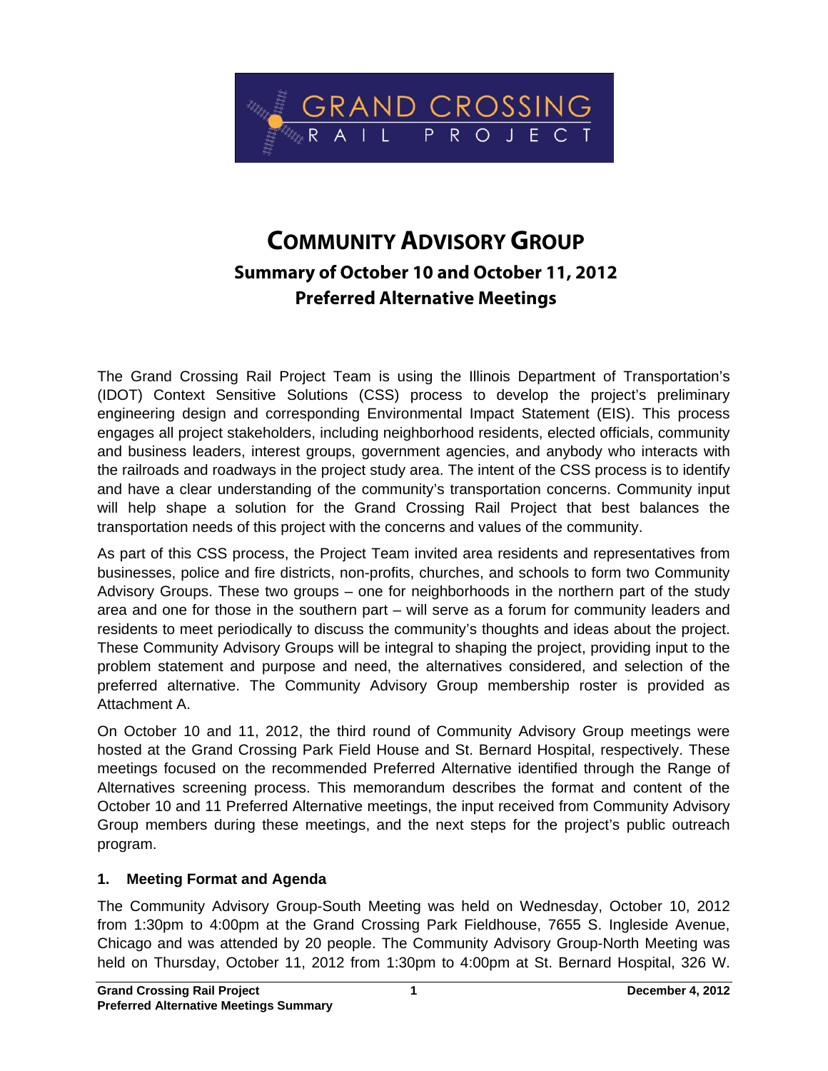# GRAND CROSSING RAIL PROJECT

# COMMUNITY ADVISORY GROUP

## Summary of October 10 and October 11, 2012 Preferred Alternative Meetings

The Grand Crossing Rail Project Team is using the Illinois Department of Transportation's (IDOT) Context Sensitive Solutions (CSS) process to develop the project's preliminary engineering design and corresponding Environmental Impact Statement (EIS). This process engages all project stakeholders, including neighborhood residents, elected officials, community and business leaders, interest groups, government agencies, and anybody who interacts with the railroads and roadways in the project study area. The intent of the CSS process is to identify and have a clear understanding of the community's transportation concerns. Community input will help shape a solution for the Grand Crossing Rail Project that best balances the transportation needs of this project with the concerns and values of the community.

As part of this CSS process, the Project Team invited area residents and representatives from businesses, police and fire districts, non-profits, churches, and schools to form two Community Advisory Groups. These two groups – one for neighborhoods in the northern part of the study area and one for those in the southern part – will serve as a forum for community leaders and residents to meet periodically to discuss the community's thoughts and ideas about the project. These Community Advisory Groups will be integral to shaping the project, providing input to the problem statement and purpose and need, the alternatives considered, and selection of the preferred alternative. The Community Advisory Group membership roster is provided as Attachment A.

On October 10 and 11, 2012, the third round of Community Advisory Group meetings were hosted at the Grand Crossing Park Field House and St. Bernard Hospital, respectively. These meetings focused on the recommended Preferred Alternative identified through the Range of Alternatives screening process. This memorandum describes the format and content of the October 10 and 11 Preferred Alternative meetings, the input received from Community Advisory Group members during these meetings, and the next steps for the project's public outreach program.

### 1. Meeting Format and Agenda

The Community Advisory Group-South Meeting was held on Wednesday, October 10, 2012 from 1:30pm to 4:00pm at the Grand Crossing Park Fieldhouse, 7655 S. Ingleside Avenue, Chicago and was attended by 20 people. The Community Advisory Group-North Meeting was held on Thursday, October 11, 2012 from 1:30pm to 4:00pm at St. Bernard Hospital, 326 W.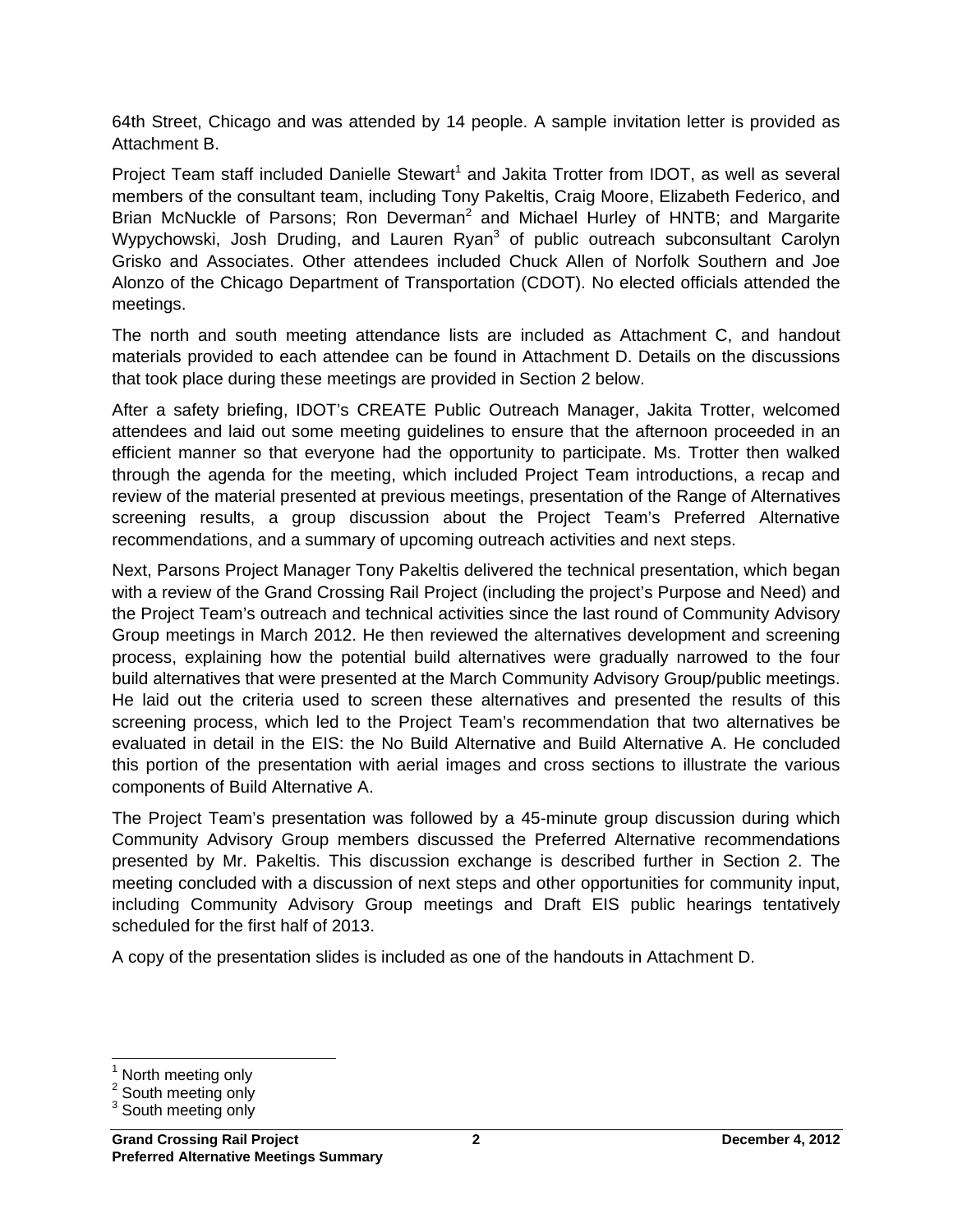64th Street, Chicago and was attended by 14 people. A sample invitation letter is provided as Attachment B.

Project Team staff included Danielle Stewart[1] and Jakita Trotter from IDOT, as well as several members of the consultant team, including Tony Pakeltis, Craig Moore, Elizabeth Federico, and Brian McNuckle of Parsons; Ron Deverman[2] and Michael Hurley of HNTB; and Margarite Wypychowski, Josh Druding, and Lauren Ryan[3] of public outreach subconsultant Carolyn Grisko and Associates. Other attendees included Chuck Allen of Norfolk Southern and Joe Alonzo of the Chicago Department of Transportation (CDOT). No elected officials attended the meetings.

The north and south meeting attendance lists are included as Attachment C, and handout materials provided to each attendee can be found in Attachment D. Details on the discussions that took place during these meetings are provided in Section 2 below.

After a safety briefing, IDOT's CREATE Public Outreach Manager, Jakita Trotter, welcomed attendees and laid out some meeting guidelines to ensure that the afternoon proceeded in an efficient manner so that everyone had the opportunity to participate. Ms. Trotter then walked through the agenda for the meeting, which included Project Team introductions, a recap and review of the material presented at previous meetings, presentation of the Range of Alternatives screening results, a group discussion about the Project Team's Preferred Alternative recommendations, and a summary of upcoming outreach activities and next steps.

Next, Parsons Project Manager Tony Pakeltis delivered the technical presentation, which began with a review of the Grand Crossing Rail Project (including the project's Purpose and Need) and the Project Team's outreach and technical activities since the last round of Community Advisory Group meetings in March 2012. He then reviewed the alternatives development and screening process, explaining how the potential build alternatives were gradually narrowed to the four build alternatives that were presented at the March Community Advisory Group/public meetings. He laid out the criteria used to screen these alternatives and presented the results of this screening process, which led to the Project Team's recommendation that two alternatives be evaluated in detail in the EIS: the No Build Alternative and Build Alternative A. He concluded this portion of the presentation with aerial images and cross sections to illustrate the various components of Build Alternative A.

The Project Team's presentation was followed by a 45-minute group discussion during which Community Advisory Group members discussed the Preferred Alternative recommendations presented by Mr. Pakeltis. This discussion exchange is described further in Section 2. The meeting concluded with a discussion of next steps and other opportunities for community input, including Community Advisory Group meetings and Draft EIS public hearings tentatively scheduled for the first half of 2013.

A copy of the presentation slides is included as one of the handouts in Attachment D.

---

[1] North meeting only

[2] South meeting only

[3] South meeting only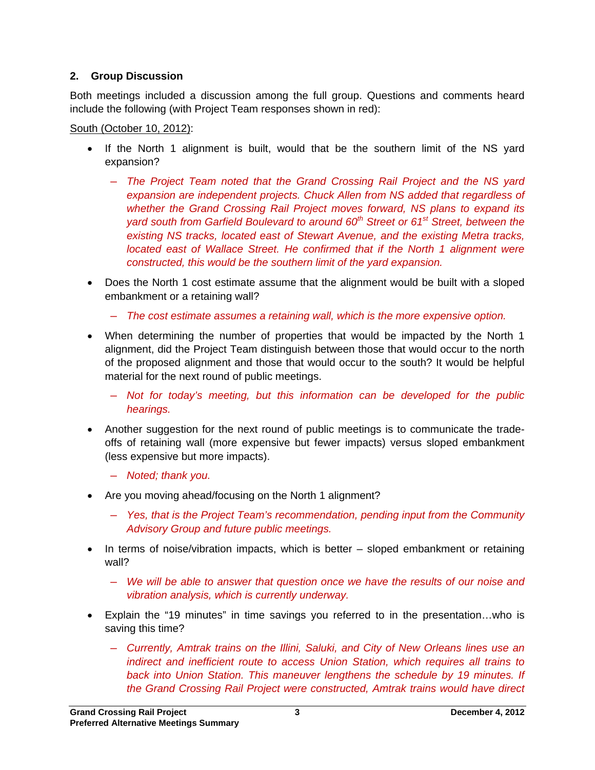## 2. Group Discussion

Both meetings included a discussion among the full group. Questions and comments heard include the following (with Project Team responses shown in red):

South (October 10, 2012):

- If the North 1 alignment is built, would that be the southern limit of the NS yard expansion?
  - *The Project Team noted that the Grand Crossing Rail Project and the NS yard expansion are independent projects. Chuck Allen from NS added that regardless of whether the Grand Crossing Rail Project moves forward, NS plans to expand its yard south from Garfield Boulevard to around 60th Street or 61st Street, between the existing NS tracks, located east of Stewart Avenue, and the existing Metra tracks, located east of Wallace Street. He confirmed that if the North 1 alignment were constructed, this would be the southern limit of the yard expansion.*
- Does the North 1 cost estimate assume that the alignment would be built with a sloped embankment or a retaining wall?
  - *The cost estimate assumes a retaining wall, which is the more expensive option.*
- When determining the number of properties that would be impacted by the North 1 alignment, did the Project Team distinguish between those that would occur to the north of the proposed alignment and those that would occur to the south? It would be helpful material for the next round of public meetings.
  - *Not for today's meeting, but this information can be developed for the public hearings.*
- Another suggestion for the next round of public meetings is to communicate the trade-offs of retaining wall (more expensive but fewer impacts) versus sloped embankment (less expensive but more impacts).
  - *Noted; thank you.*
- Are you moving ahead/focusing on the North 1 alignment?
  - *Yes, that is the Project Team's recommendation, pending input from the Community Advisory Group and future public meetings.*
- In terms of noise/vibration impacts, which is better – sloped embankment or retaining wall?
  - *We will be able to answer that question once we have the results of our noise and vibration analysis, which is currently underway.*
- Explain the "19 minutes" in time savings you referred to in the presentation…who is saving this time?
  - *Currently, Amtrak trains on the Illini, Saluki, and City of New Orleans lines use an indirect and inefficient route to access Union Station, which requires all trains to back into Union Station. This maneuver lengthens the schedule by 19 minutes. If the Grand Crossing Rail Project were constructed, Amtrak trains would have direct*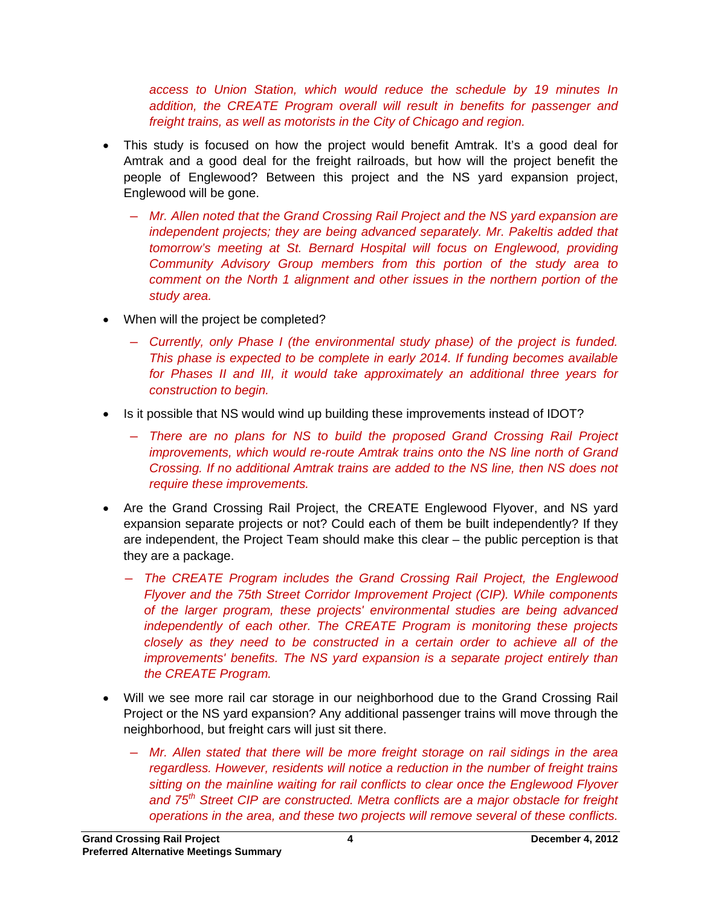*access to Union Station, which would reduce the schedule by 19 minutes In addition, the CREATE Program overall will result in benefits for passenger and freight trains, as well as motorists in the City of Chicago and region.*

- This study is focused on how the project would benefit Amtrak. It's a good deal for Amtrak and a good deal for the freight railroads, but how will the project benefit the people of Englewood? Between this project and the NS yard expansion project, Englewood will be gone.
  - *Mr. Allen noted that the Grand Crossing Rail Project and the NS yard expansion are independent projects; they are being advanced separately. Mr. Pakeltis added that tomorrow's meeting at St. Bernard Hospital will focus on Englewood, providing Community Advisory Group members from this portion of the study area to comment on the North 1 alignment and other issues in the northern portion of the study area.*
- When will the project be completed?
  - *Currently, only Phase I (the environmental study phase) of the project is funded. This phase is expected to be complete in early 2014. If funding becomes available for Phases II and III, it would take approximately an additional three years for construction to begin.*
- Is it possible that NS would wind up building these improvements instead of IDOT?
  - *There are no plans for NS to build the proposed Grand Crossing Rail Project improvements, which would re-route Amtrak trains onto the NS line north of Grand Crossing. If no additional Amtrak trains are added to the NS line, then NS does not require these improvements.*
- Are the Grand Crossing Rail Project, the CREATE Englewood Flyover, and NS yard expansion separate projects or not? Could each of them be built independently? If they are independent, the Project Team should make this clear – the public perception is that they are a package.
  - *The CREATE Program includes the Grand Crossing Rail Project, the Englewood Flyover and the 75th Street Corridor Improvement Project (CIP). While components of the larger program, these projects' environmental studies are being advanced independently of each other. The CREATE Program is monitoring these projects closely as they need to be constructed in a certain order to achieve all of the improvements' benefits. The NS yard expansion is a separate project entirely than the CREATE Program.*
- Will we see more rail car storage in our neighborhood due to the Grand Crossing Rail Project or the NS yard expansion? Any additional passenger trains will move through the neighborhood, but freight cars will just sit there.
  - *Mr. Allen stated that there will be more freight storage on rail sidings in the area regardless. However, residents will notice a reduction in the number of freight trains sitting on the mainline waiting for rail conflicts to clear once the Englewood Flyover and 75th Street CIP are constructed. Metra conflicts are a major obstacle for freight operations in the area, and these two projects will remove several of these conflicts.*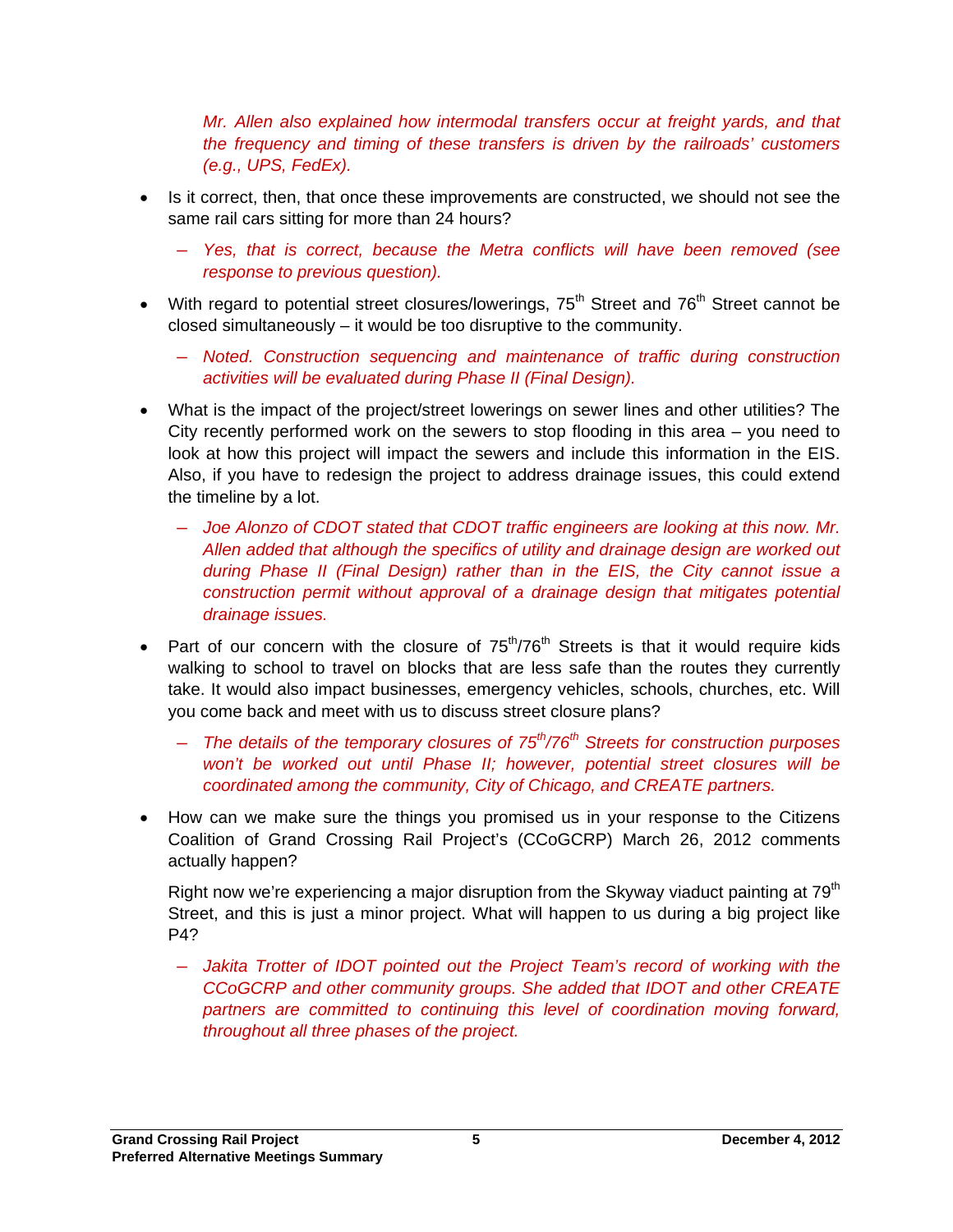*Mr. Allen also explained how intermodal transfers occur at freight yards, and that the frequency and timing of these transfers is driven by the railroads' customers (e.g., UPS, FedEx).*

- Is it correct, then, that once these improvements are constructed, we should not see the same rail cars sitting for more than 24 hours?
  - *Yes, that is correct, because the Metra conflicts will have been removed (see response to previous question).*
- With regard to potential street closures/lowerings, 75th Street and 76th Street cannot be closed simultaneously – it would be too disruptive to the community.
  - *Noted. Construction sequencing and maintenance of traffic during construction activities will be evaluated during Phase II (Final Design).*
- What is the impact of the project/street lowerings on sewer lines and other utilities? The City recently performed work on the sewers to stop flooding in this area – you need to look at how this project will impact the sewers and include this information in the EIS. Also, if you have to redesign the project to address drainage issues, this could extend the timeline by a lot.
  - *Joe Alonzo of CDOT stated that CDOT traffic engineers are looking at this now. Mr. Allen added that although the specifics of utility and drainage design are worked out during Phase II (Final Design) rather than in the EIS, the City cannot issue a construction permit without approval of a drainage design that mitigates potential drainage issues.*
- Part of our concern with the closure of 75th/76th Streets is that it would require kids walking to school to travel on blocks that are less safe than the routes they currently take. It would also impact businesses, emergency vehicles, schools, churches, etc. Will you come back and meet with us to discuss street closure plans?
  - *The details of the temporary closures of 75th/76th Streets for construction purposes won't be worked out until Phase II; however, potential street closures will be coordinated among the community, City of Chicago, and CREATE partners.*
- How can we make sure the things you promised us in your response to the Citizens Coalition of Grand Crossing Rail Project's (CCoGCRP) March 26, 2012 comments actually happen?

  Right now we're experiencing a major disruption from the Skyway viaduct painting at 79th Street, and this is just a minor project. What will happen to us during a big project like P4?
  - *Jakita Trotter of IDOT pointed out the Project Team's record of working with the CCoGCRP and other community groups. She added that IDOT and other CREATE partners are committed to continuing this level of coordination moving forward, throughout all three phases of the project.*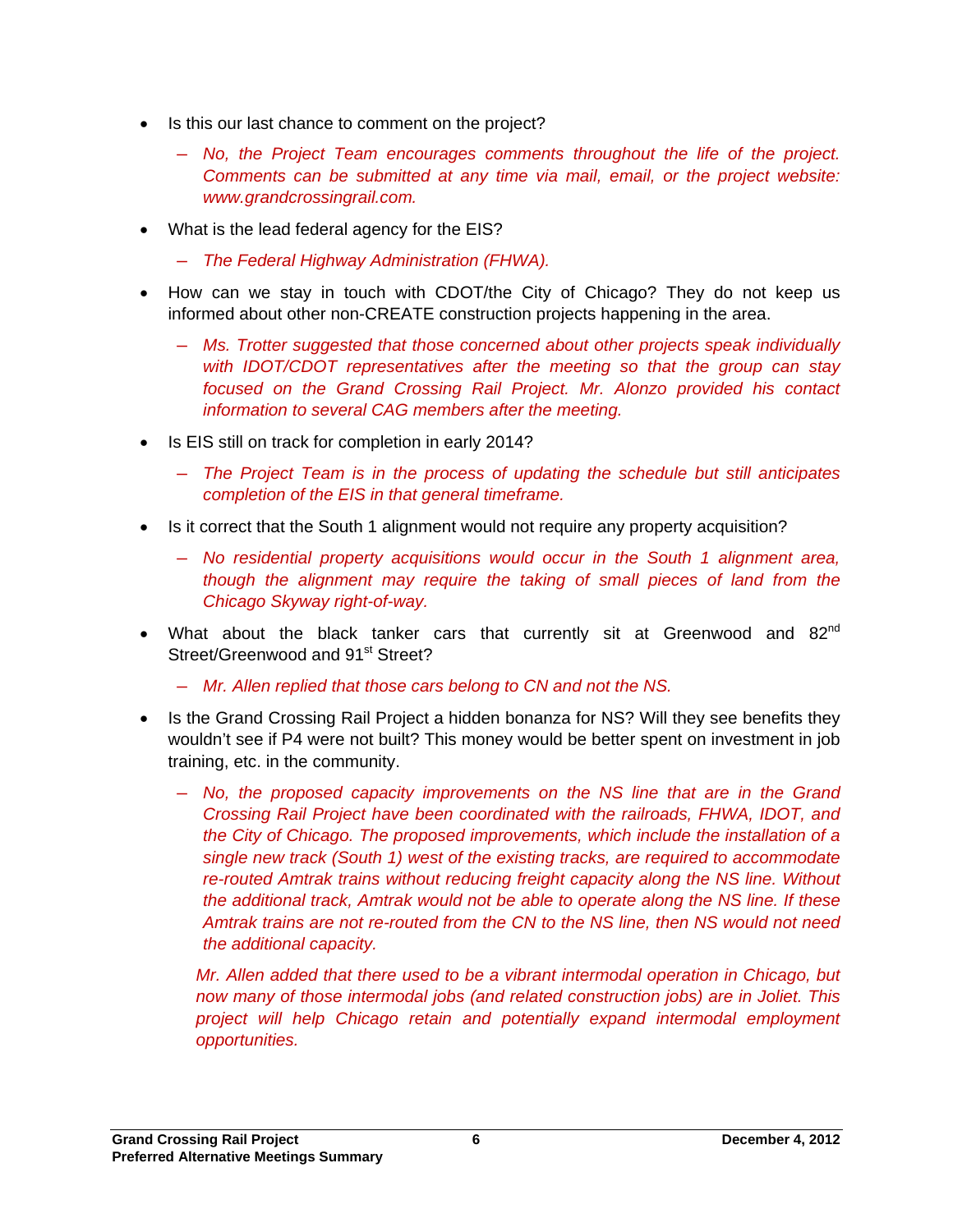- Is this our last chance to comment on the project?
  - *No, the Project Team encourages comments throughout the life of the project. Comments can be submitted at any time via mail, email, or the project website: www.grandcrossingrail.com.*
- What is the lead federal agency for the EIS?
  - *The Federal Highway Administration (FHWA).*
- How can we stay in touch with CDOT/the City of Chicago? They do not keep us informed about other non-CREATE construction projects happening in the area.
  - *Ms. Trotter suggested that those concerned about other projects speak individually with IDOT/CDOT representatives after the meeting so that the group can stay focused on the Grand Crossing Rail Project. Mr. Alonzo provided his contact information to several CAG members after the meeting.*
- Is EIS still on track for completion in early 2014?
  - *The Project Team is in the process of updating the schedule but still anticipates completion of the EIS in that general timeframe.*
- Is it correct that the South 1 alignment would not require any property acquisition?
  - *No residential property acquisitions would occur in the South 1 alignment area, though the alignment may require the taking of small pieces of land from the Chicago Skyway right-of-way.*
- What about the black tanker cars that currently sit at Greenwood and 82nd Street/Greenwood and 91st Street?
  - *Mr. Allen replied that those cars belong to CN and not the NS.*
- Is the Grand Crossing Rail Project a hidden bonanza for NS? Will they see benefits they wouldn't see if P4 were not built? This money would be better spent on investment in job training, etc. in the community.
  - *No, the proposed capacity improvements on the NS line that are in the Grand Crossing Rail Project have been coordinated with the railroads, FHWA, IDOT, and the City of Chicago. The proposed improvements, which include the installation of a single new track (South 1) west of the existing tracks, are required to accommodate re-routed Amtrak trains without reducing freight capacity along the NS line. Without the additional track, Amtrak would not be able to operate along the NS line. If these Amtrak trains are not re-routed from the CN to the NS line, then NS would not need the additional capacity.*

    *Mr. Allen added that there used to be a vibrant intermodal operation in Chicago, but now many of those intermodal jobs (and related construction jobs) are in Joliet. This project will help Chicago retain and potentially expand intermodal employment opportunities.*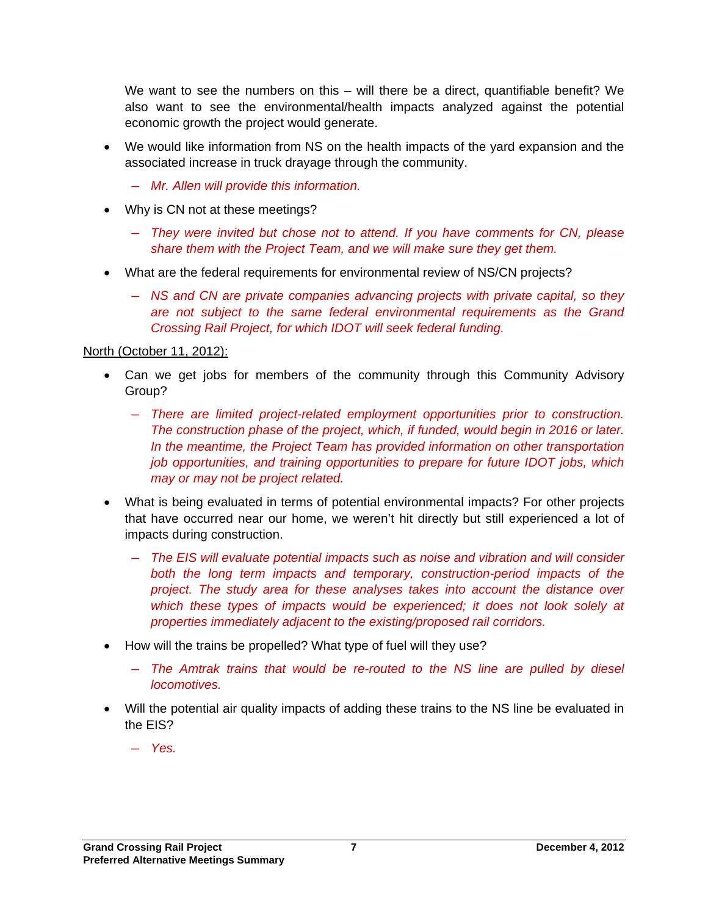We want to see the numbers on this – will there be a direct, quantifiable benefit? We also want to see the environmental/health impacts analyzed against the potential economic growth the project would generate.

- We would like information from NS on the health impacts of the yard expansion and the associated increase in truck drayage through the community.
  - *Mr. Allen will provide this information.*
- Why is CN not at these meetings?
  - *They were invited but chose not to attend. If you have comments for CN, please share them with the Project Team, and we will make sure they get them.*
- What are the federal requirements for environmental review of NS/CN projects?
  - *NS and CN are private companies advancing projects with private capital, so they are not subject to the same federal environmental requirements as the Grand Crossing Rail Project, for which IDOT will seek federal funding.*

North (October 11, 2012):

- Can we get jobs for members of the community through this Community Advisory Group?
  - *There are limited project-related employment opportunities prior to construction. The construction phase of the project, which, if funded, would begin in 2016 or later. In the meantime, the Project Team has provided information on other transportation job opportunities, and training opportunities to prepare for future IDOT jobs, which may or may not be project related.*
- What is being evaluated in terms of potential environmental impacts? For other projects that have occurred near our home, we weren't hit directly but still experienced a lot of impacts during construction.
  - *The EIS will evaluate potential impacts such as noise and vibration and will consider both the long term impacts and temporary, construction-period impacts of the project. The study area for these analyses takes into account the distance over which these types of impacts would be experienced; it does not look solely at properties immediately adjacent to the existing/proposed rail corridors.*
- How will the trains be propelled? What type of fuel will they use?
  - *The Amtrak trains that would be re-routed to the NS line are pulled by diesel locomotives.*
- Will the potential air quality impacts of adding these trains to the NS line be evaluated in the EIS?
  - *Yes.*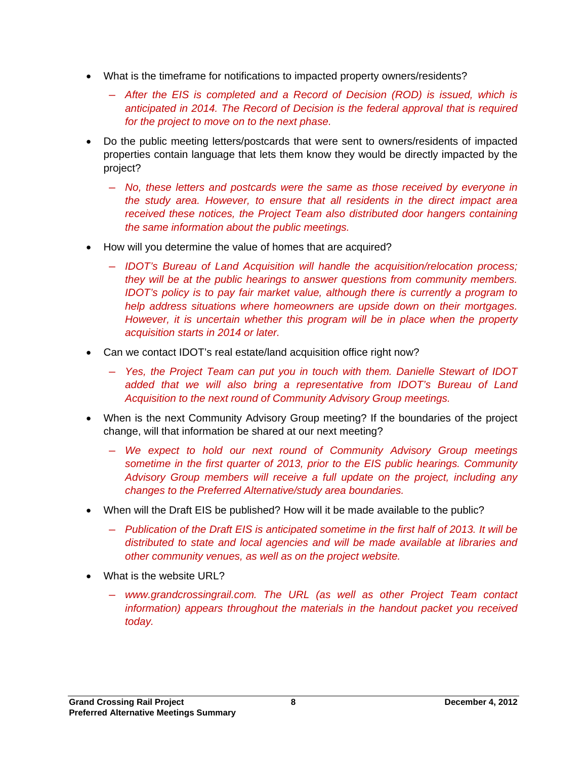- What is the timeframe for notifications to impacted property owners/residents?
  - *After the EIS is completed and a Record of Decision (ROD) is issued, which is anticipated in 2014. The Record of Decision is the federal approval that is required for the project to move on to the next phase.*
- Do the public meeting letters/postcards that were sent to owners/residents of impacted properties contain language that lets them know they would be directly impacted by the project?
  - *No, these letters and postcards were the same as those received by everyone in the study area. However, to ensure that all residents in the direct impact area received these notices, the Project Team also distributed door hangers containing the same information about the public meetings.*
- How will you determine the value of homes that are acquired?
  - *IDOT's Bureau of Land Acquisition will handle the acquisition/relocation process; they will be at the public hearings to answer questions from community members. IDOT's policy is to pay fair market value, although there is currently a program to help address situations where homeowners are upside down on their mortgages. However, it is uncertain whether this program will be in place when the property acquisition starts in 2014 or later.*
- Can we contact IDOT's real estate/land acquisition office right now?
  - *Yes, the Project Team can put you in touch with them. Danielle Stewart of IDOT added that we will also bring a representative from IDOT's Bureau of Land Acquisition to the next round of Community Advisory Group meetings.*
- When is the next Community Advisory Group meeting? If the boundaries of the project change, will that information be shared at our next meeting?
  - *We expect to hold our next round of Community Advisory Group meetings sometime in the first quarter of 2013, prior to the EIS public hearings. Community Advisory Group members will receive a full update on the project, including any changes to the Preferred Alternative/study area boundaries.*
- When will the Draft EIS be published? How will it be made available to the public?
  - *Publication of the Draft EIS is anticipated sometime in the first half of 2013. It will be distributed to state and local agencies and will be made available at libraries and other community venues, as well as on the project website.*
- What is the website URL?
  - *www.grandcrossingrail.com. The URL (as well as other Project Team contact information) appears throughout the materials in the handout packet you received today.*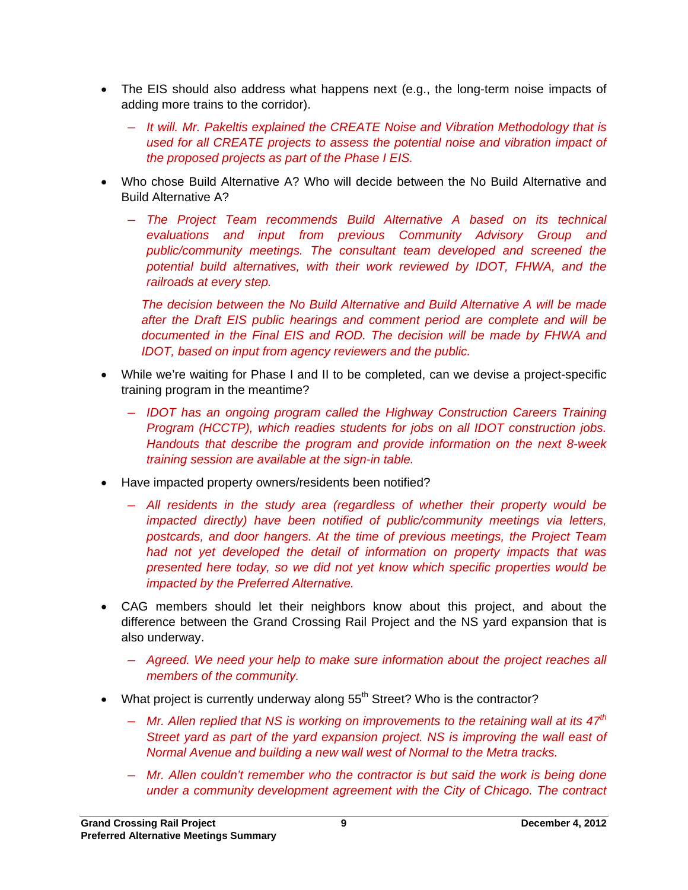- The EIS should also address what happens next (e.g., the long-term noise impacts of adding more trains to the corridor).
  - *It will. Mr. Pakeltis explained the CREATE Noise and Vibration Methodology that is used for all CREATE projects to assess the potential noise and vibration impact of the proposed projects as part of the Phase I EIS.*
- Who chose Build Alternative A? Who will decide between the No Build Alternative and Build Alternative A?
  - *The Project Team recommends Build Alternative A based on its technical evaluations and input from previous Community Advisory Group and public/community meetings. The consultant team developed and screened the potential build alternatives, with their work reviewed by IDOT, FHWA, and the railroads at every step.*

    *The decision between the No Build Alternative and Build Alternative A will be made after the Draft EIS public hearings and comment period are complete and will be documented in the Final EIS and ROD. The decision will be made by FHWA and IDOT, based on input from agency reviewers and the public.*
- While we're waiting for Phase I and II to be completed, can we devise a project-specific training program in the meantime?
  - *IDOT has an ongoing program called the Highway Construction Careers Training Program (HCCTP), which readies students for jobs on all IDOT construction jobs. Handouts that describe the program and provide information on the next 8-week training session are available at the sign-in table.*
- Have impacted property owners/residents been notified?
  - *All residents in the study area (regardless of whether their property would be impacted directly) have been notified of public/community meetings via letters, postcards, and door hangers. At the time of previous meetings, the Project Team had not yet developed the detail of information on property impacts that was presented here today, so we did not yet know which specific properties would be impacted by the Preferred Alternative.*
- CAG members should let their neighbors know about this project, and about the difference between the Grand Crossing Rail Project and the NS yard expansion that is also underway.
  - *Agreed. We need your help to make sure information about the project reaches all members of the community.*
- What project is currently underway along 55th Street? Who is the contractor?
  - *Mr. Allen replied that NS is working on improvements to the retaining wall at its 47th Street yard as part of the yard expansion project. NS is improving the wall east of Normal Avenue and building a new wall west of Normal to the Metra tracks.*
  - *Mr. Allen couldn't remember who the contractor is but said the work is being done under a community development agreement with the City of Chicago. The contract*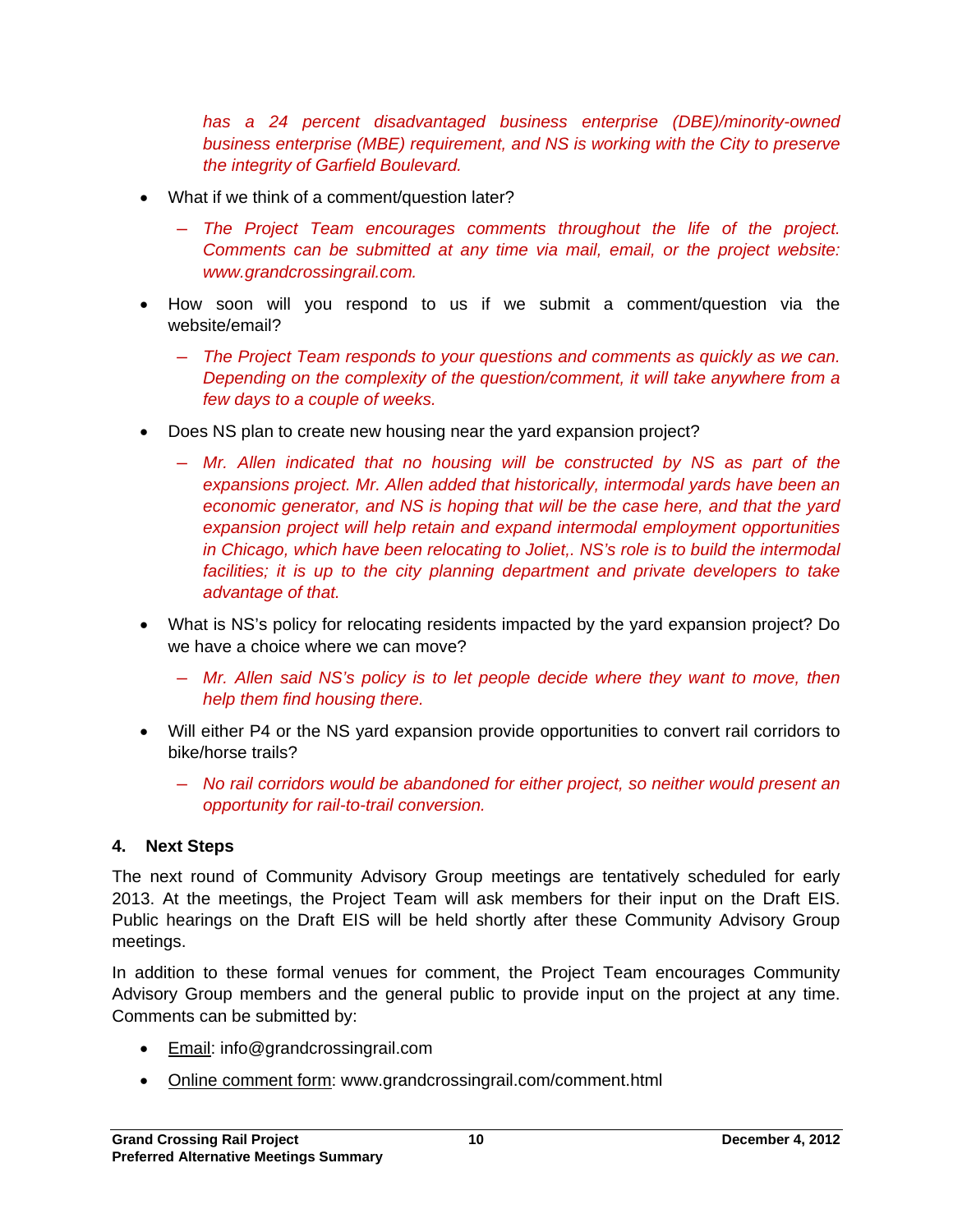*has a 24 percent disadvantaged business enterprise (DBE)/minority-owned business enterprise (MBE) requirement, and NS is working with the City to preserve the integrity of Garfield Boulevard.*

- What if we think of a comment/question later?
  - *The Project Team encourages comments throughout the life of the project. Comments can be submitted at any time via mail, email, or the project website: www.grandcrossingrail.com.*
- How soon will you respond to us if we submit a comment/question via the website/email?
  - *The Project Team responds to your questions and comments as quickly as we can. Depending on the complexity of the question/comment, it will take anywhere from a few days to a couple of weeks.*
- Does NS plan to create new housing near the yard expansion project?
  - *Mr. Allen indicated that no housing will be constructed by NS as part of the expansions project. Mr. Allen added that historically, intermodal yards have been an economic generator, and NS is hoping that will be the case here, and that the yard expansion project will help retain and expand intermodal employment opportunities in Chicago, which have been relocating to Joliet,. NS's role is to build the intermodal facilities; it is up to the city planning department and private developers to take advantage of that.*
- What is NS's policy for relocating residents impacted by the yard expansion project? Do we have a choice where we can move?
  - *Mr. Allen said NS's policy is to let people decide where they want to move, then help them find housing there.*
- Will either P4 or the NS yard expansion provide opportunities to convert rail corridors to bike/horse trails?
  - *No rail corridors would be abandoned for either project, so neither would present an opportunity for rail-to-trail conversion.*

## 4. Next Steps

The next round of Community Advisory Group meetings are tentatively scheduled for early 2013. At the meetings, the Project Team will ask members for their input on the Draft EIS. Public hearings on the Draft EIS will be held shortly after these Community Advisory Group meetings.

In addition to these formal venues for comment, the Project Team encourages Community Advisory Group members and the general public to provide input on the project at any time. Comments can be submitted by:

- Email: info@grandcrossingrail.com
- Online comment form: www.grandcrossingrail.com/comment.html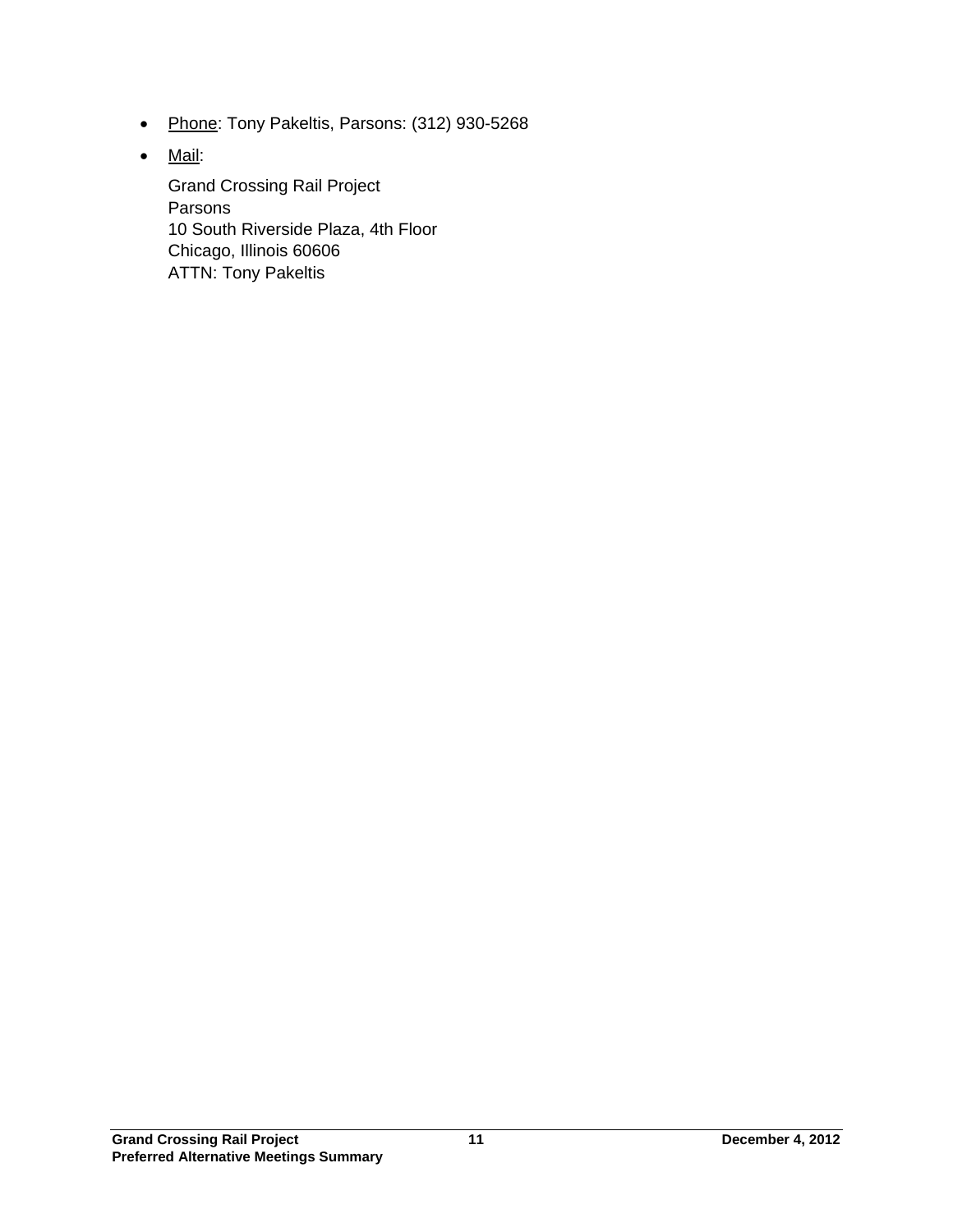- <u>Phone</u>: Tony Pakeltis, Parsons: (312) 930-5268
- <u>Mail</u>:

  Grand Crossing Rail Project
  Parsons
  10 South Riverside Plaza, 4th Floor
  Chicago, Illinois 60606
  ATTN: Tony Pakeltis